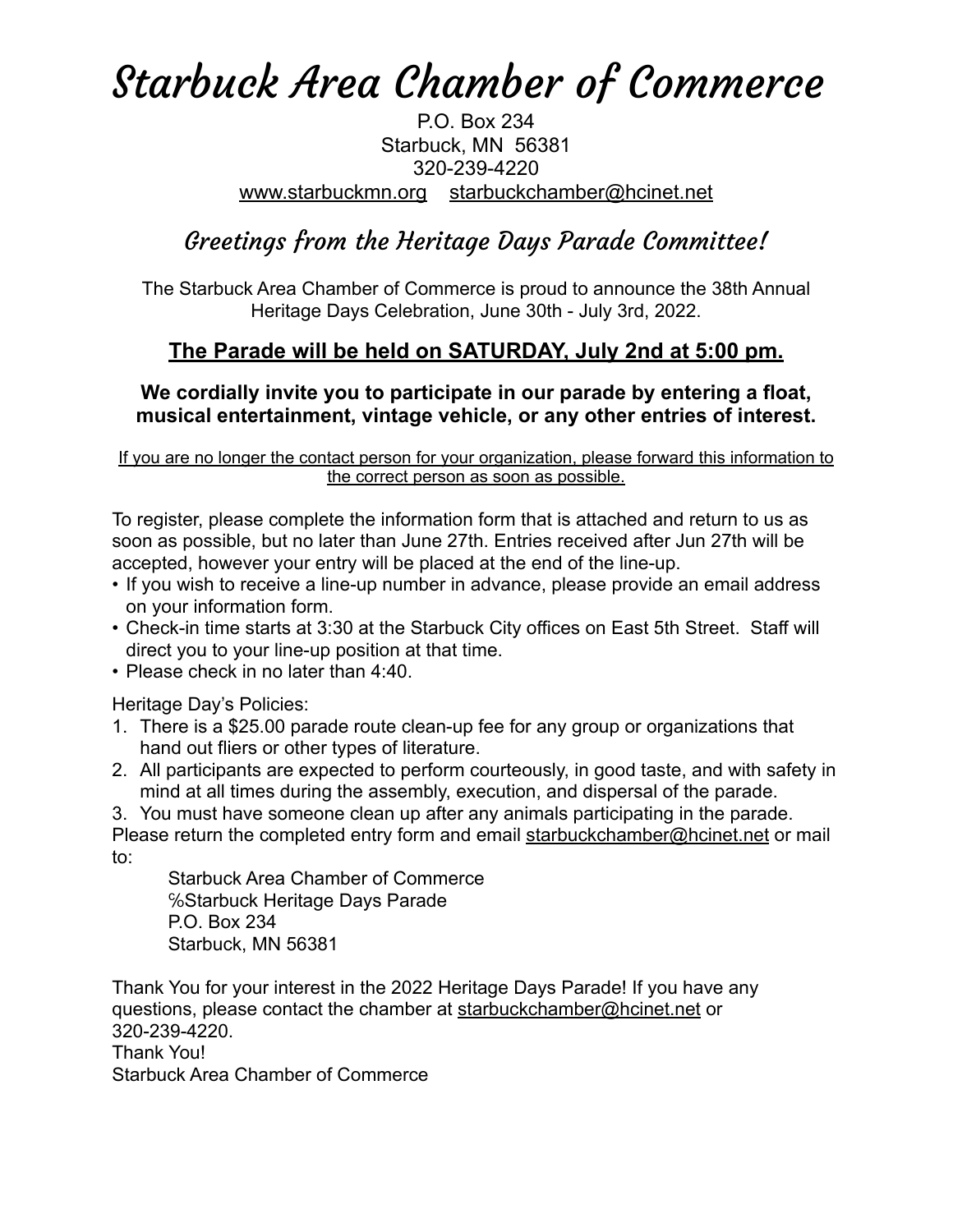# Starbuck Area Chamber of Commerce

P.O. Box 234
Starbuck, MN 56381
320-239-4220
www.starbuckmn.org starbuckchamber@hcinet.net

## Greetings from the Heritage Days Parade Committee!

The Starbuck Area Chamber of Commerce is proud to announce the 38th Annual Heritage Days Celebration, June 30th - July 3rd, 2022.

### The Parade will be held on SATURDAY, July 2nd at 5:00 pm.

**We cordially invite you to participate in our parade by entering a float, musical entertainment, vintage vehicle, or any other entries of interest.**

If you are no longer the contact person for your organization, please forward this information to the correct person as soon as possible.

To register, please complete the information form that is attached and return to us as soon as possible, but no later than June 27th. Entries received after Jun 27th will be accepted, however your entry will be placed at the end of the line-up.

- If you wish to receive a line-up number in advance, please provide an email address on your information form.
- Check-in time starts at 3:30 at the Starbuck City offices on East 5th Street. Staff will direct you to your line-up position at that time.
- Please check in no later than 4:40.

Heritage Day's Policies:

1. There is a $25.00 parade route clean-up fee for any group or organizations that hand out fliers or other types of literature.
2. All participants are expected to perform courteously, in good taste, and with safety in mind at all times during the assembly, execution, and dispersal of the parade.
3. You must have someone clean up after any animals participating in the parade.

Please return the completed entry form and email starbuckchamber@hcinet.net or mail to:

Starbuck Area Chamber of Commerce
%Starbuck Heritage Days Parade
P.O. Box 234
Starbuck, MN 56381

Thank You for your interest in the 2022 Heritage Days Parade! If you have any questions, please contact the chamber at starbuckchamber@hcinet.net or 320-239-4220.

Thank You!
Starbuck Area Chamber of Commerce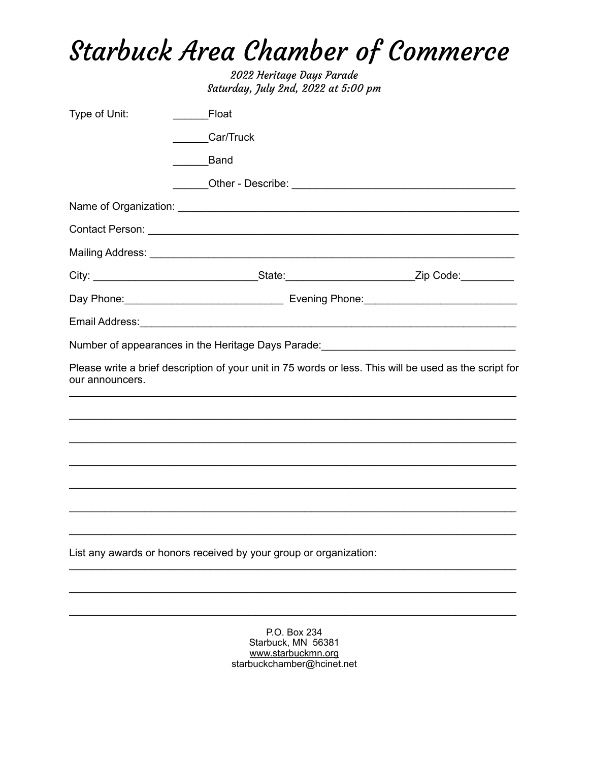# Starbuck Area Chamber of Commerce

*2022 Heritage Days Parade*
*Saturday, July 2nd, 2022 at 5:00 pm*

Type of Unit: ______Float

______Car/Truck

______Band

______Other - Describe: ______________________________________

Name of Organization: ____________________________________________________________

Contact Person: ________________________________________________________________

Mailing Address: _______________________________________________________________

City: ___________________________State:_____________________Zip Code:_________

Day Phone:__________________________ Evening Phone:_________________________

Email Address:__________________________________________________________________

Number of appearances in the Heritage Days Parade:________________________________

Please write a brief description of your unit in 75 words or less. This will be used as the script for our announcers.

___________________________________________________________________________

___________________________________________________________________________

___________________________________________________________________________

___________________________________________________________________________

___________________________________________________________________________

___________________________________________________________________________

___________________________________________________________________________

List any awards or honors received by your group or organization:

___________________________________________________________________________

___________________________________________________________________________

___________________________________________________________________________

P.O. Box 234
Starbuck, MN 56381
www.starbuckmn.org
starbuckchamber@hcinet.net